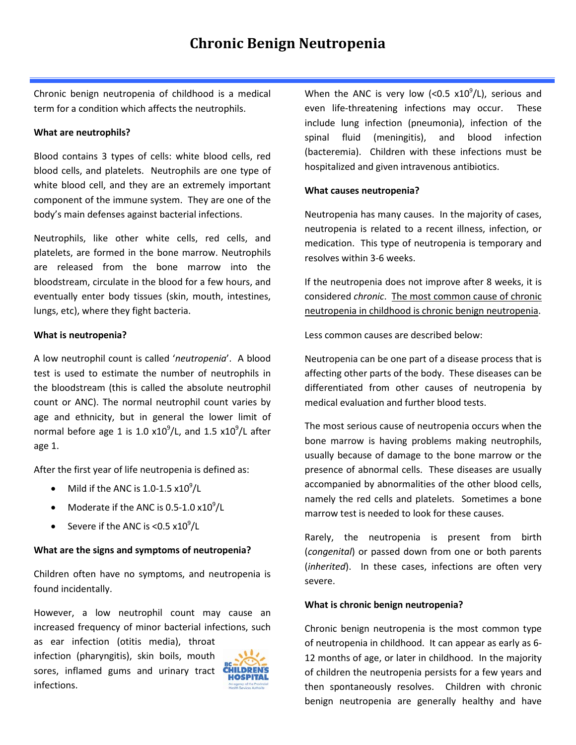# Chronic Benign Neutropenia

Chronic benign neutropenia of childhood is a medical term for a condition which affects the neutrophils.

**What are neutrophils?**

Blood contains 3 types of cells: white blood cells, red blood cells, and platelets. Neutrophils are one type of white blood cell, and they are an extremely important component of the immune system. They are one of the body's main defenses against bacterial infections.

Neutrophils, like other white cells, red cells, and platelets, are formed in the bone marrow. Neutrophils are released from the bone marrow into the bloodstream, circulate in the blood for a few hours, and eventually enter body tissues (skin, mouth, intestines, lungs, etc), where they fight bacteria.

**What is neutropenia?**

A low neutrophil count is called '*neutropenia*'. A blood test is used to estimate the number of neutrophils in the bloodstream (this is called the absolute neutrophil count or ANC). The normal neutrophil count varies by age and ethnicity, but in general the lower limit of normal before age 1 is 1.0 $x10^9$/L, and 1.5 $x10^9$/L after age 1.

After the first year of life neutropenia is defined as:

- Mild if the ANC is 1.0-1.5 $x10^9$/L
- Moderate if the ANC is 0.5-1.0 $x10^9$/L
- Severe if the ANC is <0.5 $x10^9$/L

**What are the signs and symptoms of neutropenia?**

Children often have no symptoms, and neutropenia is found incidentally.

However, a low neutrophil count may cause an increased frequency of minor bacterial infections, such as ear infection (otitis media), throat infection (pharyngitis), skin boils, mouth sores, inflamed gums and urinary tract infections.

When the ANC is very low (<0.5 $x10^9$/L), serious and even life-threatening infections may occur. These include lung infection (pneumonia), infection of the spinal fluid (meningitis), and blood infection (bacteremia). Children with these infections must be hospitalized and given intravenous antibiotics.

**What causes neutropenia?**

Neutropenia has many causes. In the majority of cases, neutropenia is related to a recent illness, infection, or medication. This type of neutropenia is temporary and resolves within 3-6 weeks.

If the neutropenia does not improve after 8 weeks, it is considered *chronic*. The most common cause of chronic neutropenia in childhood is chronic benign neutropenia.

Less common causes are described below:

Neutropenia can be one part of a disease process that is affecting other parts of the body. These diseases can be differentiated from other causes of neutropenia by medical evaluation and further blood tests.

The most serious cause of neutropenia occurs when the bone marrow is having problems making neutrophils, usually because of damage to the bone marrow or the presence of abnormal cells. These diseases are usually accompanied by abnormalities of the other blood cells, namely the red cells and platelets. Sometimes a bone marrow test is needed to look for these causes.

Rarely, the neutropenia is present from birth (*congenital*) or passed down from one or both parents (*inherited*). In these cases, infections are often very severe.

**What is chronic benign neutropenia?**

Chronic benign neutropenia is the most common type of neutropenia in childhood. It can appear as early as 6-12 months of age, or later in childhood. In the majority of children the neutropenia persists for a few years and then spontaneously resolves. Children with chronic benign neutropenia are generally healthy and have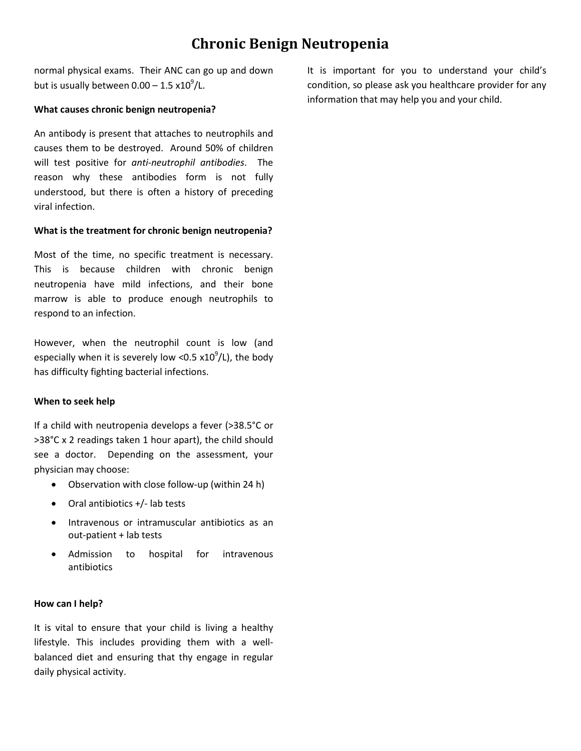normal physical exams. Their ANC can go up and down but is usually between 0.00 – 1.5 x$10^9$/L.

**What causes chronic benign neutropenia?**

An antibody is present that attaches to neutrophils and causes them to be destroyed. Around 50% of children will test positive for *anti-neutrophil antibodies*. The reason why these antibodies form is not fully understood, but there is often a history of preceding viral infection.

**What is the treatment for chronic benign neutropenia?**

Most of the time, no specific treatment is necessary. This is because children with chronic benign neutropenia have mild infections, and their bone marrow is able to produce enough neutrophils to respond to an infection.

However, when the neutrophil count is low (and especially when it is severely low <0.5 x$10^9$/L), the body has difficulty fighting bacterial infections.

**When to seek help**

If a child with neutropenia develops a fever (>38.5°C or >38°C x 2 readings taken 1 hour apart), the child should see a doctor. Depending on the assessment, your physician may choose:

- Observation with close follow-up (within 24 h)
- Oral antibiotics +/- lab tests
- Intravenous or intramuscular antibiotics as an out-patient + lab tests
- Admission to hospital for intravenous antibiotics

**How can I help?**

It is vital to ensure that your child is living a healthy lifestyle. This includes providing them with a well-balanced diet and ensuring that thy engage in regular daily physical activity.

It is important for you to understand your child's condition, so please ask you healthcare provider for any information that may help you and your child.